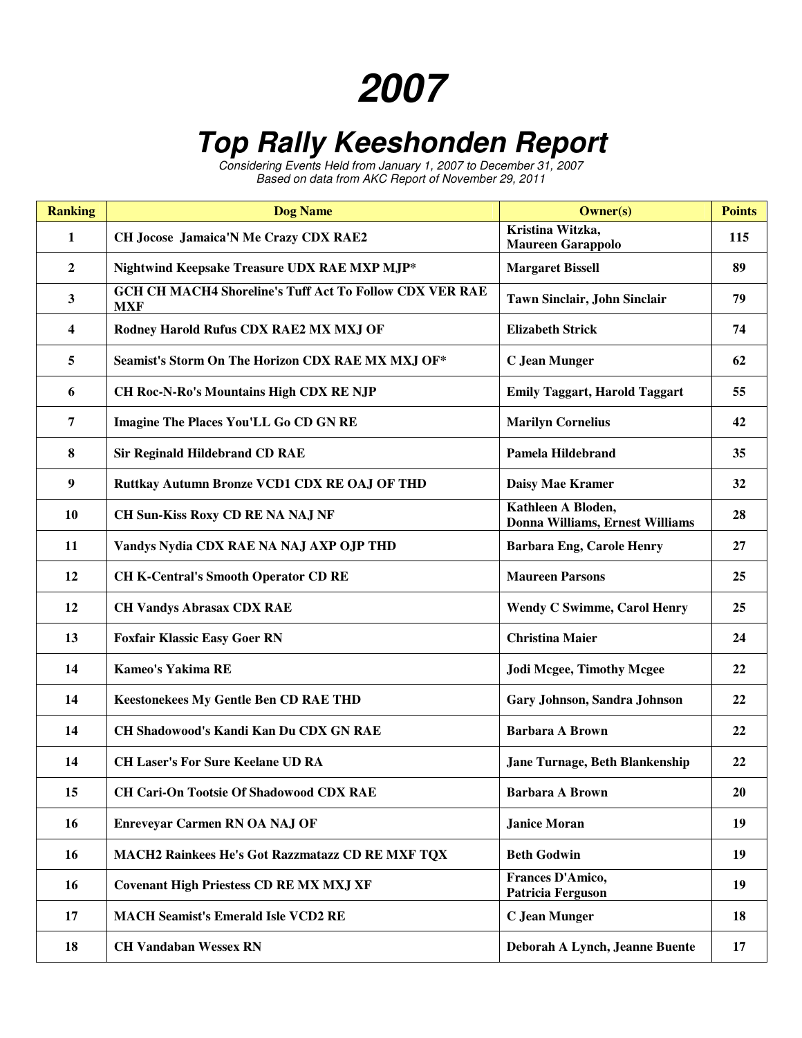# 2007

## Top Rally Keeshonden Report

*Considering Events Held from January 1, 2007 to December 31, 2007*
*Based on data from AKC Report of November 29, 2011*

| Ranking | Dog Name | Owner(s) | Points |
|---|---|---|---|
| 1 | CH Jocose Jamaica'N Me Crazy CDX RAE2 | Kristina Witzka, Maureen Garappolo | 115 |
| 2 | Nightwind Keepsake Treasure UDX RAE MXP MJP* | Margaret Bissell | 89 |
| 3 | GCH CH MACH4 Shoreline's Tuff Act To Follow CDX VER RAE MXF | Tawn Sinclair, John Sinclair | 79 |
| 4 | Rodney Harold Rufus CDX RAE2 MX MXJ OF | Elizabeth Strick | 74 |
| 5 | Seamist's Storm On The Horizon CDX RAE MX MXJ OF* | C Jean Munger | 62 |
| 6 | CH Roc-N-Ro's Mountains High CDX RE NJP | Emily Taggart, Harold Taggart | 55 |
| 7 | Imagine The Places You'LL Go CD GN RE | Marilyn Cornelius | 42 |
| 8 | Sir Reginald Hildebrand CD RAE | Pamela Hildebrand | 35 |
| 9 | Ruttkay Autumn Bronze VCD1 CDX RE OAJ OF THD | Daisy Mae Kramer | 32 |
| 10 | CH Sun-Kiss Roxy CD RE NA NAJ NF | Kathleen A Bloden, Donna Williams, Ernest Williams | 28 |
| 11 | Vandys Nydia CDX RAE NA NAJ AXP OJP THD | Barbara Eng, Carole Henry | 27 |
| 12 | CH K-Central's Smooth Operator CD RE | Maureen Parsons | 25 |
| 12 | CH Vandys Abrasax CDX RAE | Wendy C Swimme, Carol Henry | 25 |
| 13 | Foxfair Klassic Easy Goer RN | Christina Maier | 24 |
| 14 | Kameo's Yakima RE | Jodi Mcgee, Timothy Mcgee | 22 |
| 14 | Keestonekees My Gentle Ben CD RAE THD | Gary Johnson, Sandra Johnson | 22 |
| 14 | CH Shadowood's Kandi Kan Du CDX GN RAE | Barbara A Brown | 22 |
| 14 | CH Laser's For Sure Keelane UD RA | Jane Turnage, Beth Blankenship | 22 |
| 15 | CH Cari-On Tootsie Of Shadowood CDX RAE | Barbara A Brown | 20 |
| 16 | Enreveyar Carmen RN OA NAJ OF | Janice Moran | 19 |
| 16 | MACH2 Rainkees He's Got Razzmatazz CD RE MXF TQX | Beth Godwin | 19 |
| 16 | Covenant High Priestess CD RE MX MXJ XF | Frances D'Amico, Patricia Ferguson | 19 |
| 17 | MACH Seamist's Emerald Isle VCD2 RE | C Jean Munger | 18 |
| 18 | CH Vandaban Wessex RN | Deborah A Lynch, Jeanne Buente | 17 |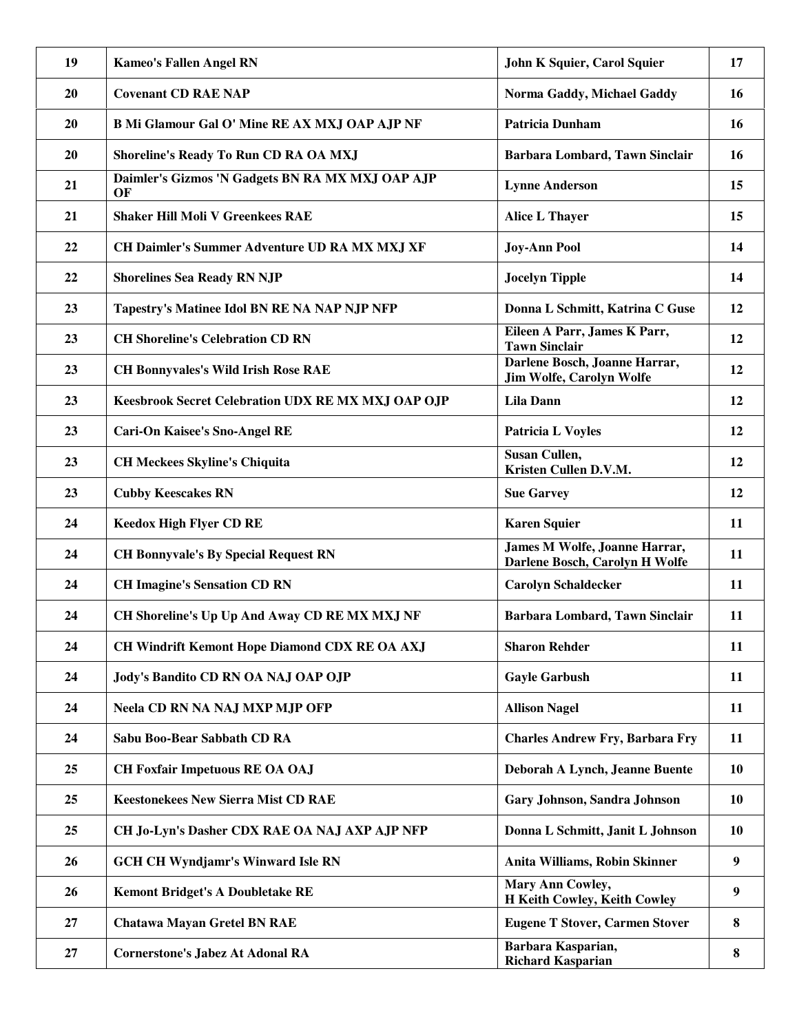| 19 | Kameo's Fallen Angel RN | John K Squier, Carol Squier | 17 |
|---|---|---|---|
| 20 | Covenant CD RAE NAP | Norma Gaddy, Michael Gaddy | 16 |
| 20 | B Mi Glamour Gal O' Mine RE AX MXJ OAP AJP NF | Patricia Dunham | 16 |
| 20 | Shoreline's Ready To Run CD RA OA MXJ | Barbara Lombard, Tawn Sinclair | 16 |
| 21 | Daimler's Gizmos 'N Gadgets BN RA MX MXJ OAP AJP OF | Lynne Anderson | 15 |
| 21 | Shaker Hill Moli V Greenkees RAE | Alice L Thayer | 15 |
| 22 | CH Daimler's Summer Adventure UD RA MX MXJ XF | Joy-Ann Pool | 14 |
| 22 | Shorelines Sea Ready RN NJP | Jocelyn Tipple | 14 |
| 23 | Tapestry's Matinee Idol BN RE NA NAP NJP NFP | Donna L Schmitt, Katrina C Guse | 12 |
| 23 | CH Shoreline's Celebration CD RN | Eileen A Parr, James K Parr, Tawn Sinclair | 12 |
| 23 | CH Bonnyvales's Wild Irish Rose RAE | Darlene Bosch, Joanne Harrar, Jim Wolfe, Carolyn Wolfe | 12 |
| 23 | Keesbrook Secret Celebration UDX RE MX MXJ OAP OJP | Lila Dann | 12 |
| 23 | Cari-On Kaisee's Sno-Angel RE | Patricia L Voyles | 12 |
| 23 | CH Meckees Skyline's Chiquita | Susan Cullen, Kristen Cullen D.V.M. | 12 |
| 23 | Cubby Keescakes RN | Sue Garvey | 12 |
| 24 | Keedox High Flyer CD RE | Karen Squier | 11 |
| 24 | CH Bonnyvale's By Special Request RN | James M Wolfe, Joanne Harrar, Darlene Bosch, Carolyn H Wolfe | 11 |
| 24 | CH Imagine's Sensation CD RN | Carolyn Schaldecker | 11 |
| 24 | CH Shoreline's Up Up And Away CD RE MX MXJ NF | Barbara Lombard, Tawn Sinclair | 11 |
| 24 | CH Windrift Kemont Hope Diamond CDX RE OA AXJ | Sharon Rehder | 11 |
| 24 | Jody's Bandito CD RN OA NAJ OAP OJP | Gayle Garbush | 11 |
| 24 | Neela CD RN NA NAJ MXP MJP OFP | Allison Nagel | 11 |
| 24 | Sabu Boo-Bear Sabbath CD RA | Charles Andrew Fry, Barbara Fry | 11 |
| 25 | CH Foxfair Impetuous RE OA OAJ | Deborah A Lynch, Jeanne Buente | 10 |
| 25 | Keestonekees New Sierra Mist CD RAE | Gary Johnson, Sandra Johnson | 10 |
| 25 | CH Jo-Lyn's Dasher CDX RAE OA NAJ AXP AJP NFP | Donna L Schmitt, Janit L Johnson | 10 |
| 26 | GCH CH Wyndjamr's Winward Isle RN | Anita Williams, Robin Skinner | 9 |
| 26 | Kemont Bridget's A Doubletake RE | Mary Ann Cowley, H Keith Cowley, Keith Cowley | 9 |
| 27 | Chatawa Mayan Gretel BN RAE | Eugene T Stover, Carmen Stover | 8 |
| 27 | Cornerstone's Jabez At Adonal RA | Barbara Kasparian, Richard Kasparian | 8 |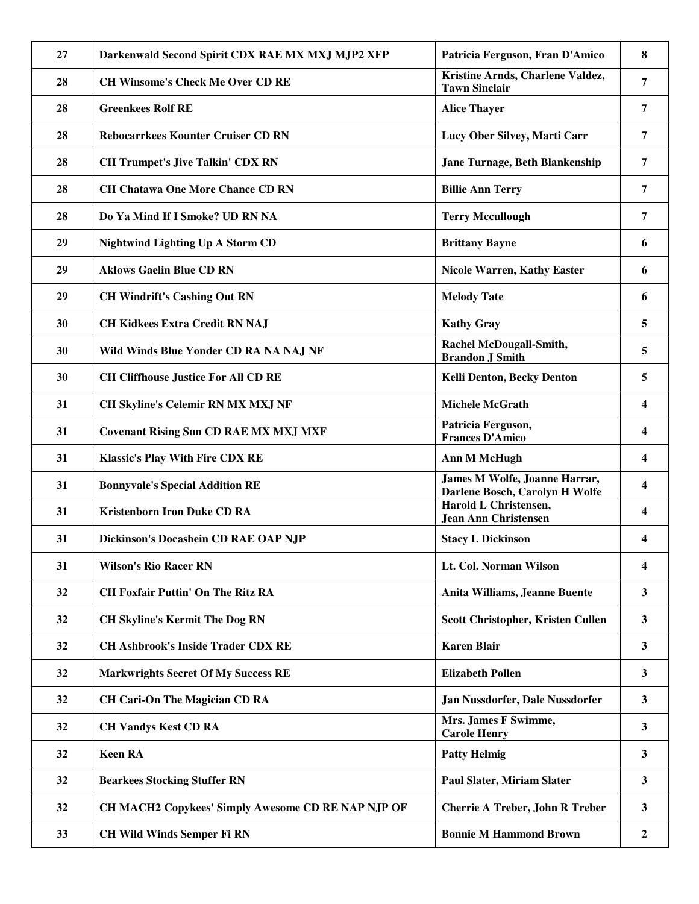| | | | |
|---|---|---|---|
| 27 | Darkenwald Second Spirit CDX RAE MX MXJ MJP2 XFP | Patricia Ferguson, Fran D'Amico | 8 |
| 28 | CH Winsome's Check Me Over CD RE | Kristine Arnds, Charlene Valdez, Tawn Sinclair | 7 |
| 28 | Greenkees Rolf RE | Alice Thayer | 7 |
| 28 | Rebocarrkees Kounter Cruiser CD RN | Lucy Ober Silvey, Marti Carr | 7 |
| 28 | CH Trumpet's Jive Talkin' CDX RN | Jane Turnage, Beth Blankenship | 7 |
| 28 | CH Chatawa One More Chance CD RN | Billie Ann Terry | 7 |
| 28 | Do Ya Mind If I Smoke? UD RN NA | Terry Mccullough | 7 |
| 29 | Nightwind Lighting Up A Storm CD | Brittany Bayne | 6 |
| 29 | Aklows Gaelin Blue CD RN | Nicole Warren, Kathy Easter | 6 |
| 29 | CH Windrift's Cashing Out RN | Melody Tate | 6 |
| 30 | CH Kidkees Extra Credit RN NAJ | Kathy Gray | 5 |
| 30 | Wild Winds Blue Yonder CD RA NA NAJ NF | Rachel McDougall-Smith, Brandon J Smith | 5 |
| 30 | CH Cliffhouse Justice For All CD RE | Kelli Denton, Becky Denton | 5 |
| 31 | CH Skyline's Celemir RN MX MXJ NF | Michele McGrath | 4 |
| 31 | Covenant Rising Sun CD RAE MX MXJ MXF | Patricia Ferguson, Frances D'Amico | 4 |
| 31 | Klassic's Play With Fire CDX RE | Ann M McHugh | 4 |
| 31 | Bonnyvale's Special Addition RE | James M Wolfe, Joanne Harrar, Darlene Bosch, Carolyn H Wolfe | 4 |
| 31 | Kristenborn Iron Duke CD RA | Harold L Christensen, Jean Ann Christensen | 4 |
| 31 | Dickinson's Docashein CD RAE OAP NJP | Stacy L Dickinson | 4 |
| 31 | Wilson's Rio Racer RN | Lt. Col. Norman Wilson | 4 |
| 32 | CH Foxfair Puttin' On The Ritz RA | Anita Williams, Jeanne Buente | 3 |
| 32 | CH Skyline's Kermit The Dog RN | Scott Christopher, Kristen Cullen | 3 |
| 32 | CH Ashbrook's Inside Trader CDX RE | Karen Blair | 3 |
| 32 | Markwrights Secret Of My Success RE | Elizabeth Pollen | 3 |
| 32 | CH Cari-On The Magician CD RA | Jan Nussdorfer, Dale Nussdorfer | 3 |
| 32 | CH Vandys Kest CD RA | Mrs. James F Swimme, Carole Henry | 3 |
| 32 | Keen RA | Patty Helmig | 3 |
| 32 | Bearkees Stocking Stuffer RN | Paul Slater, Miriam Slater | 3 |
| 32 | CH MACH2 Copykees' Simply Awesome CD RE NAP NJP OF | Cherrie A Treber, John R Treber | 3 |
| 33 | CH Wild Winds Semper Fi RN | Bonnie M Hammond Brown | 2 |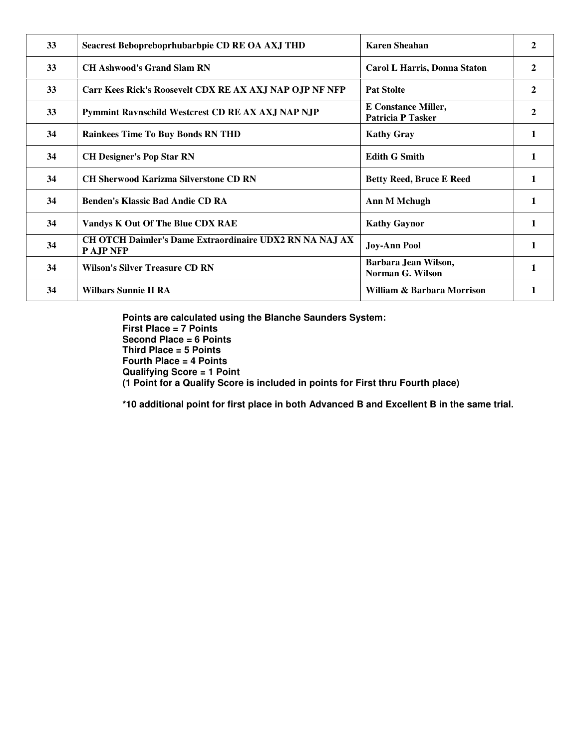| | | | |
|---|---|---|---|
| 33 | Seacrest Bebopreboprhubarbpie CD RE OA AXJ THD | Karen Sheahan | 2 |
| 33 | CH Ashwood's Grand Slam RN | Carol L Harris, Donna Staton | 2 |
| 33 | Carr Kees Rick's Roosevelt CDX RE AX AXJ NAP OJP NF NFP | Pat Stolte | 2 |
| 33 | Pymmint Ravnschild Westcrest CD RE AX AXJ NAP NJP | E Constance Miller, Patricia P Tasker | 2 |
| 34 | Rainkees Time To Buy Bonds RN THD | Kathy Gray | 1 |
| 34 | CH Designer's Pop Star RN | Edith G Smith | 1 |
| 34 | CH Sherwood Karizma Silverstone CD RN | Betty Reed, Bruce E Reed | 1 |
| 34 | Benden's Klassic Bad Andie CD RA | Ann M Mchugh | 1 |
| 34 | Vandys K Out Of The Blue CDX RAE | Kathy Gaynor | 1 |
| 34 | CH OTCH Daimler's Dame Extraordinaire UDX2 RN NA NAJ AX P AJP NFP | Joy-Ann Pool | 1 |
| 34 | Wilson's Silver Treasure CD RN | Barbara Jean Wilson, Norman G. Wilson | 1 |
| 34 | Wilbars Sunnie II RA | William & Barbara Morrison | 1 |

**Points are calculated using the Blanche Saunders System:**
**First Place = 7 Points**
**Second Place = 6 Points**
**Third Place = 5 Points**
**Fourth Place = 4 Points**
**Qualifying Score = 1 Point**
**(1 Point for a Qualify Score is included in points for First thru Fourth place)**

**\*10 additional point for first place in both Advanced B and Excellent B in the same trial.**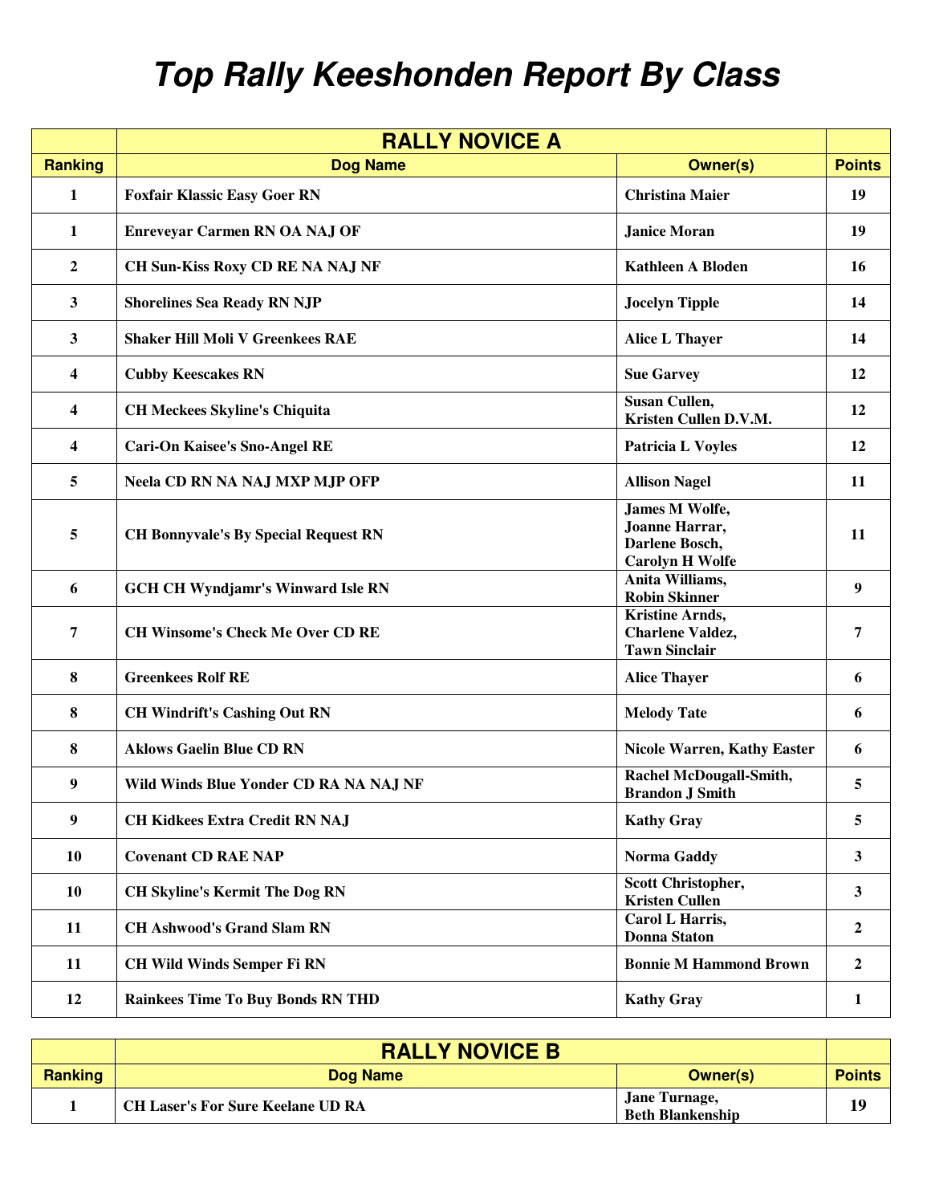# Top Rally Keeshonden Report By Class

| | RALLY NOVICE A | | |
|---|---|---|---|
| **Ranking** | **Dog Name** | **Owner(s)** | **Points** |
| 1 | Foxfair Klassic Easy Goer RN | Christina Maier | 19 |
| 1 | Enreveyar Carmen RN OA NAJ OF | Janice Moran | 19 |
| 2 | CH Sun-Kiss Roxy CD RE NA NAJ NF | Kathleen A Bloden | 16 |
| 3 | Shorelines Sea Ready RN NJP | Jocelyn Tipple | 14 |
| 3 | Shaker Hill Moli V Greenkees RAE | Alice L Thayer | 14 |
| 4 | Cubby Keescakes RN | Sue Garvey | 12 |
| 4 | CH Meckees Skyline's Chiquita | Susan Cullen, Kristen Cullen D.V.M. | 12 |
| 4 | Cari-On Kaisee's Sno-Angel RE | Patricia L Voyles | 12 |
| 5 | Neela CD RN NA NAJ MXP MJP OFP | Allison Nagel | 11 |
| 5 | CH Bonnyvale's By Special Request RN | James M Wolfe, Joanne Harrar, Darlene Bosch, Carolyn H Wolfe | 11 |
| 6 | GCH CH Wyndjamr's Winward Isle RN | Anita Williams, Robin Skinner | 9 |
| 7 | CH Winsome's Check Me Over CD RE | Kristine Arnds, Charlene Valdez, Tawn Sinclair | 7 |
| 8 | Greenkees Rolf RE | Alice Thayer | 6 |
| 8 | CH Windrift's Cashing Out RN | Melody Tate | 6 |
| 8 | Aklows Gaelin Blue CD RN | Nicole Warren, Kathy Easter | 6 |
| 9 | Wild Winds Blue Yonder CD RA NA NAJ NF | Rachel McDougall-Smith, Brandon J Smith | 5 |
| 9 | CH Kidkees Extra Credit RN NAJ | Kathy Gray | 5 |
| 10 | Covenant CD RAE NAP | Norma Gaddy | 3 |
| 10 | CH Skyline's Kermit The Dog RN | Scott Christopher, Kristen Cullen | 3 |
| 11 | CH Ashwood's Grand Slam RN | Carol L Harris, Donna Staton | 2 |
| 11 | CH Wild Winds Semper Fi RN | Bonnie M Hammond Brown | 2 |
| 12 | Rainkees Time To Buy Bonds RN THD | Kathy Gray | 1 |

| | RALLY NOVICE B | | |
|---|---|---|---|
| **Ranking** | **Dog Name** | **Owner(s)** | **Points** |
| 1 | CH Laser's For Sure Keelane UD RA | Jane Turnage, Beth Blankenship | 19 |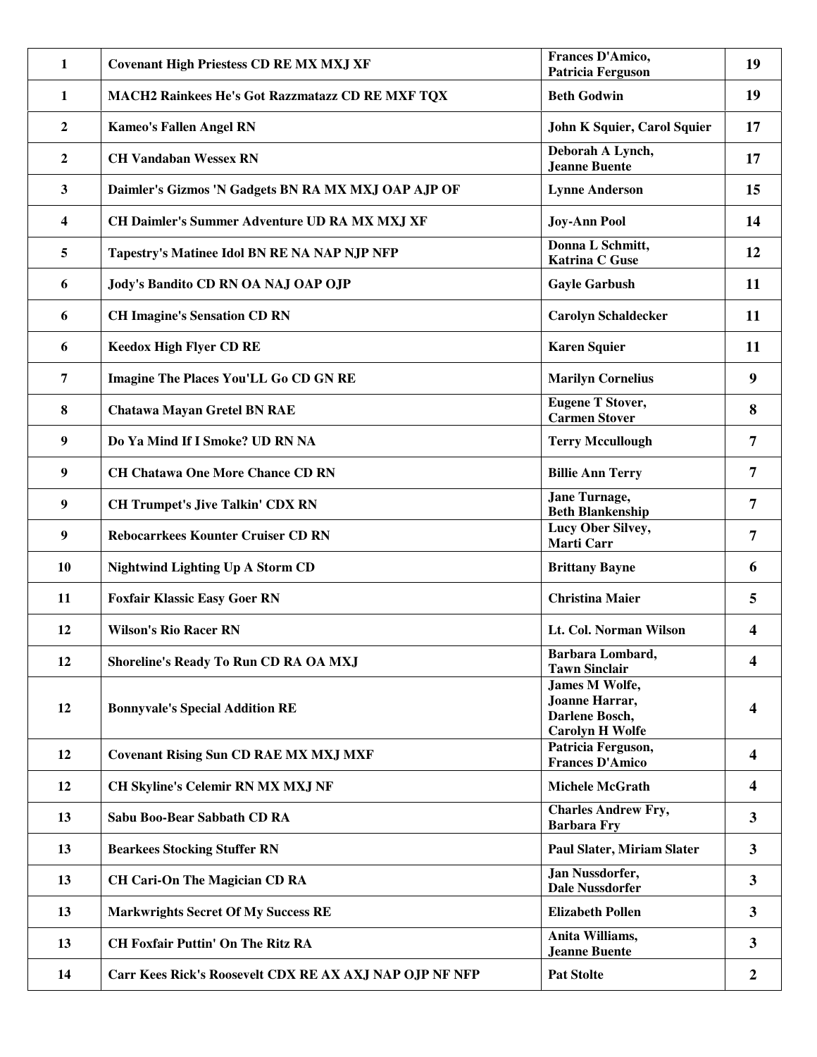| | | | |
|---|---|---|---|
| 1 | Covenant High Priestess CD RE MX MXJ XF | Frances D'Amico, Patricia Ferguson | 19 |
| 1 | MACH2 Rainkees He's Got Razzmatazz CD RE MXF TQX | Beth Godwin | 19 |
| 2 | Kameo's Fallen Angel RN | John K Squier, Carol Squier | 17 |
| 2 | CH Vandaban Wessex RN | Deborah A Lynch, Jeanne Buente | 17 |
| 3 | Daimler's Gizmos 'N Gadgets BN RA MX MXJ OAP AJP OF | Lynne Anderson | 15 |
| 4 | CH Daimler's Summer Adventure UD RA MX MXJ XF | Joy-Ann Pool | 14 |
| 5 | Tapestry's Matinee Idol BN RE NA NAP NJP NFP | Donna L Schmitt, Katrina C Guse | 12 |
| 6 | Jody's Bandito CD RN OA NAJ OAP OJP | Gayle Garbush | 11 |
| 6 | CH Imagine's Sensation CD RN | Carolyn Schaldecker | 11 |
| 6 | Keedox High Flyer CD RE | Karen Squier | 11 |
| 7 | Imagine The Places You'LL Go CD GN RE | Marilyn Cornelius | 9 |
| 8 | Chatawa Mayan Gretel BN RAE | Eugene T Stover, Carmen Stover | 8 |
| 9 | Do Ya Mind If I Smoke? UD RN NA | Terry Mccullough | 7 |
| 9 | CH Chatawa One More Chance CD RN | Billie Ann Terry | 7 |
| 9 | CH Trumpet's Jive Talkin' CDX RN | Jane Turnage, Beth Blankenship | 7 |
| 9 | Rebocarrkees Kounter Cruiser CD RN | Lucy Ober Silvey, Marti Carr | 7 |
| 10 | Nightwind Lighting Up A Storm CD | Brittany Bayne | 6 |
| 11 | Foxfair Klassic Easy Goer RN | Christina Maier | 5 |
| 12 | Wilson's Rio Racer RN | Lt. Col. Norman Wilson | 4 |
| 12 | Shoreline's Ready To Run CD RA OA MXJ | Barbara Lombard, Tawn Sinclair | 4 |
| 12 | Bonnyvale's Special Addition RE | James M Wolfe, Joanne Harrar, Darlene Bosch, Carolyn H Wolfe | 4 |
| 12 | Covenant Rising Sun CD RAE MX MXJ MXF | Patricia Ferguson, Frances D'Amico | 4 |
| 12 | CH Skyline's Celemir RN MX MXJ NF | Michele McGrath | 4 |
| 13 | Sabu Boo-Bear Sabbath CD RA | Charles Andrew Fry, Barbara Fry | 3 |
| 13 | Bearkees Stocking Stuffer RN | Paul Slater, Miriam Slater | 3 |
| 13 | CH Cari-On The Magician CD RA | Jan Nussdorfer, Dale Nussdorfer | 3 |
| 13 | Markwrights Secret Of My Success RE | Elizabeth Pollen | 3 |
| 13 | CH Foxfair Puttin' On The Ritz RA | Anita Williams, Jeanne Buente | 3 |
| 14 | Carr Kees Rick's Roosevelt CDX RE AX AXJ NAP OJP NF NFP | Pat Stolte | 2 |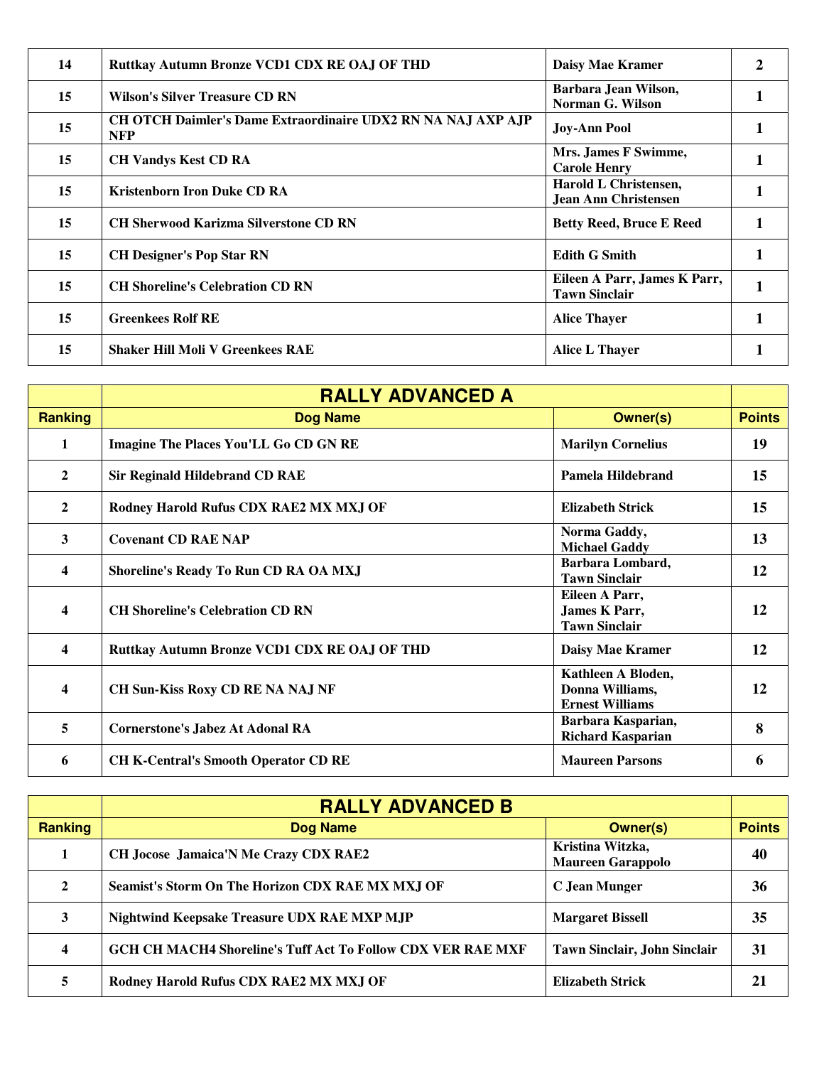| | | | |
|---|---|---|---|
| 14 | Ruttkay Autumn Bronze VCD1 CDX RE OAJ OF THD | Daisy Mae Kramer | 2 |
| 15 | Wilson's Silver Treasure CD RN | Barbara Jean Wilson, Norman G. Wilson | 1 |
| 15 | CH OTCH Daimler's Dame Extraordinaire UDX2 RN NA NAJ AXP AJP NFP | Joy-Ann Pool | 1 |
| 15 | CH Vandys Kest CD RA | Mrs. James F Swimme, Carole Henry | 1 |
| 15 | Kristenborn Iron Duke CD RA | Harold L Christensen, Jean Ann Christensen | 1 |
| 15 | CH Sherwood Karizma Silverstone CD RN | Betty Reed, Bruce E Reed | 1 |
| 15 | CH Designer's Pop Star RN | Edith G Smith | 1 |
| 15 | CH Shoreline's Celebration CD RN | Eileen A Parr, James K Parr, Tawn Sinclair | 1 |
| 15 | Greenkees Rolf RE | Alice Thayer | 1 |
| 15 | Shaker Hill Moli V Greenkees RAE | Alice L Thayer | 1 |

## RALLY ADVANCED A

| Ranking | Dog Name | Owner(s) | Points |
|---|---|---|---|
| 1 | Imagine The Places You'LL Go CD GN RE | Marilyn Cornelius | 19 |
| 2 | Sir Reginald Hildebrand CD RAE | Pamela Hildebrand | 15 |
| 2 | Rodney Harold Rufus CDX RAE2 MX MXJ OF | Elizabeth Strick | 15 |
| 3 | Covenant CD RAE NAP | Norma Gaddy, Michael Gaddy | 13 |
| 4 | Shoreline's Ready To Run CD RA OA MXJ | Barbara Lombard, Tawn Sinclair | 12 |
| 4 | CH Shoreline's Celebration CD RN | Eileen A Parr, James K Parr, Tawn Sinclair | 12 |
| 4 | Ruttkay Autumn Bronze VCD1 CDX RE OAJ OF THD | Daisy Mae Kramer | 12 |
| 4 | CH Sun-Kiss Roxy CD RE NA NAJ NF | Kathleen A Bloden, Donna Williams, Ernest Williams | 12 |
| 5 | Cornerstone's Jabez At Adonal RA | Barbara Kasparian, Richard Kasparian | 8 |
| 6 | CH K-Central's Smooth Operator CD RE | Maureen Parsons | 6 |

## RALLY ADVANCED B

| Ranking | Dog Name | Owner(s) | Points |
|---|---|---|---|
| 1 | CH Jocose Jamaica'N Me Crazy CDX RAE2 | Kristina Witzka, Maureen Garappolo | 40 |
| 2 | Seamist's Storm On The Horizon CDX RAE MX MXJ OF | C Jean Munger | 36 |
| 3 | Nightwind Keepsake Treasure UDX RAE MXP MJP | Margaret Bissell | 35 |
| 4 | GCH CH MACH4 Shoreline's Tuff Act To Follow CDX VER RAE MXF | Tawn Sinclair, John Sinclair | 31 |
| 5 | Rodney Harold Rufus CDX RAE2 MX MXJ OF | Elizabeth Strick | 21 |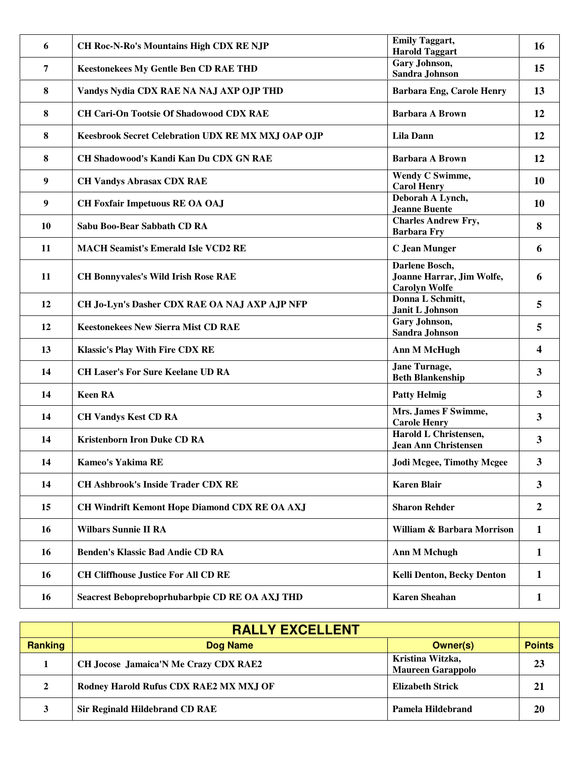| | | | |
|---|---|---|---|
| 6 | CH Roc-N-Ro's Mountains High CDX RE NJP | Emily Taggart, Harold Taggart | 16 |
| 7 | Keestonekees My Gentle Ben CD RAE THD | Gary Johnson, Sandra Johnson | 15 |
| 8 | Vandys Nydia CDX RAE NA NAJ AXP OJP THD | Barbara Eng, Carole Henry | 13 |
| 8 | CH Cari-On Tootsie Of Shadowood CDX RAE | Barbara A Brown | 12 |
| 8 | Keesbrook Secret Celebration UDX RE MX MXJ OAP OJP | Lila Dann | 12 |
| 8 | CH Shadowood's Kandi Kan Du CDX GN RAE | Barbara A Brown | 12 |
| 9 | CH Vandys Abrasax CDX RAE | Wendy C Swimme, Carol Henry | 10 |
| 9 | CH Foxfair Impetuous RE OA OAJ | Deborah A Lynch, Jeanne Buente | 10 |
| 10 | Sabu Boo-Bear Sabbath CD RA | Charles Andrew Fry, Barbara Fry | 8 |
| 11 | MACH Seamist's Emerald Isle VCD2 RE | C Jean Munger | 6 |
| 11 | CH Bonnyvales's Wild Irish Rose RAE | Darlene Bosch, Joanne Harrar, Jim Wolfe, Carolyn Wolfe | 6 |
| 12 | CH Jo-Lyn's Dasher CDX RAE OA NAJ AXP AJP NFP | Donna L Schmitt, Janit L Johnson | 5 |
| 12 | Keestonekees New Sierra Mist CD RAE | Gary Johnson, Sandra Johnson | 5 |
| 13 | Klassic's Play With Fire CDX RE | Ann M McHugh | 4 |
| 14 | CH Laser's For Sure Keelane UD RA | Jane Turnage, Beth Blankenship | 3 |
| 14 | Keen RA | Patty Helmig | 3 |
| 14 | CH Vandys Kest CD RA | Mrs. James F Swimme, Carole Henry | 3 |
| 14 | Kristenborn Iron Duke CD RA | Harold L Christensen, Jean Ann Christensen | 3 |
| 14 | Kameo's Yakima RE | Jodi Mcgee, Timothy Mcgee | 3 |
| 14 | CH Ashbrook's Inside Trader CDX RE | Karen Blair | 3 |
| 15 | CH Windrift Kemont Hope Diamond CDX RE OA AXJ | Sharon Rehder | 2 |
| 16 | Wilbars Sunnie II RA | William & Barbara Morrison | 1 |
| 16 | Benden's Klassic Bad Andie CD RA | Ann M Mchugh | 1 |
| 16 | CH Cliffhouse Justice For All CD RE | Kelli Denton, Becky Denton | 1 |
| 16 | Seacrest Bebopreboprhubarbpie CD RE OA AXJ THD | Karen Sheahan | 1 |

## RALLY EXCELLENT

| Ranking | Dog Name | Owner(s) | Points |
|---|---|---|---|
| 1 | CH Jocose Jamaica'N Me Crazy CDX RAE2 | Kristina Witzka, Maureen Garappolo | 23 |
| 2 | Rodney Harold Rufus CDX RAE2 MX MXJ OF | Elizabeth Strick | 21 |
| 3 | Sir Reginald Hildebrand CD RAE | Pamela Hildebrand | 20 |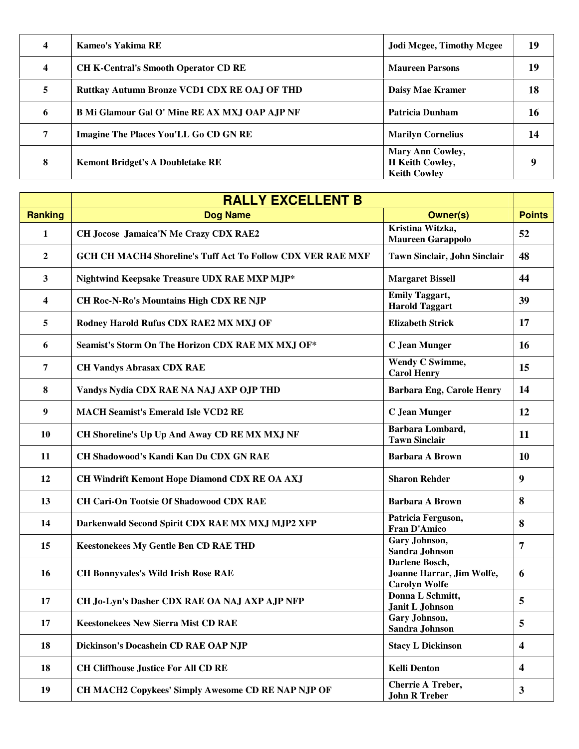| | | | |
|---|---|---|---|
| 4 | Kameo's Yakima RE | Jodi Mcgee, Timothy Mcgee | 19 |
| 4 | CH K-Central's Smooth Operator CD RE | Maureen Parsons | 19 |
| 5 | Ruttkay Autumn Bronze VCD1 CDX RE OAJ OF THD | Daisy Mae Kramer | 18 |
| 6 | B Mi Glamour Gal O' Mine RE AX MXJ OAP AJP NF | Patricia Dunham | 16 |
| 7 | Imagine The Places You'LL Go CD GN RE | Marilyn Cornelius | 14 |
| 8 | Kemont Bridget's A Doubletake RE | Mary Ann Cowley, H Keith Cowley, Keith Cowley | 9 |

| | RALLY EXCELLENT B | | |
|---|---|---|---|
| **Ranking** | **Dog Name** | **Owner(s)** | **Points** |
| 1 | CH Jocose Jamaica'N Me Crazy CDX RAE2 | Kristina Witzka, Maureen Garappolo | 52 |
| 2 | GCH CH MACH4 Shoreline's Tuff Act To Follow CDX VER RAE MXF | Tawn Sinclair, John Sinclair | 48 |
| 3 | Nightwind Keepsake Treasure UDX RAE MXP MJP* | Margaret Bissell | 44 |
| 4 | CH Roc-N-Ro's Mountains High CDX RE NJP | Emily Taggart, Harold Taggart | 39 |
| 5 | Rodney Harold Rufus CDX RAE2 MX MXJ OF | Elizabeth Strick | 17 |
| 6 | Seamist's Storm On The Horizon CDX RAE MX MXJ OF* | C Jean Munger | 16 |
| 7 | CH Vandys Abrasax CDX RAE | Wendy C Swimme, Carol Henry | 15 |
| 8 | Vandys Nydia CDX RAE NA NAJ AXP OJP THD | Barbara Eng, Carole Henry | 14 |
| 9 | MACH Seamist's Emerald Isle VCD2 RE | C Jean Munger | 12 |
| 10 | CH Shoreline's Up Up And Away CD RE MX MXJ NF | Barbara Lombard, Tawn Sinclair | 11 |
| 11 | CH Shadowood's Kandi Kan Du CDX GN RAE | Barbara A Brown | 10 |
| 12 | CH Windrift Kemont Hope Diamond CDX RE OA AXJ | Sharon Rehder | 9 |
| 13 | CH Cari-On Tootsie Of Shadowood CDX RAE | Barbara A Brown | 8 |
| 14 | Darkenwald Second Spirit CDX RAE MX MXJ MJP2 XFP | Patricia Ferguson, Fran D'Amico | 8 |
| 15 | Keestonekees My Gentle Ben CD RAE THD | Gary Johnson, Sandra Johnson | 7 |
| 16 | CH Bonnyvales's Wild Irish Rose RAE | Darlene Bosch, Joanne Harrar, Jim Wolfe, Carolyn Wolfe | 6 |
| 17 | CH Jo-Lyn's Dasher CDX RAE OA NAJ AXP AJP NFP | Donna L Schmitt, Janit L Johnson | 5 |
| 17 | Keestonekees New Sierra Mist CD RAE | Gary Johnson, Sandra Johnson | 5 |
| 18 | Dickinson's Docashein CD RAE OAP NJP | Stacy L Dickinson | 4 |
| 18 | CH Cliffhouse Justice For All CD RE | Kelli Denton | 4 |
| 19 | CH MACH2 Copykees' Simply Awesome CD RE NAP NJP OF | Cherrie A Treber, John R Treber | 3 |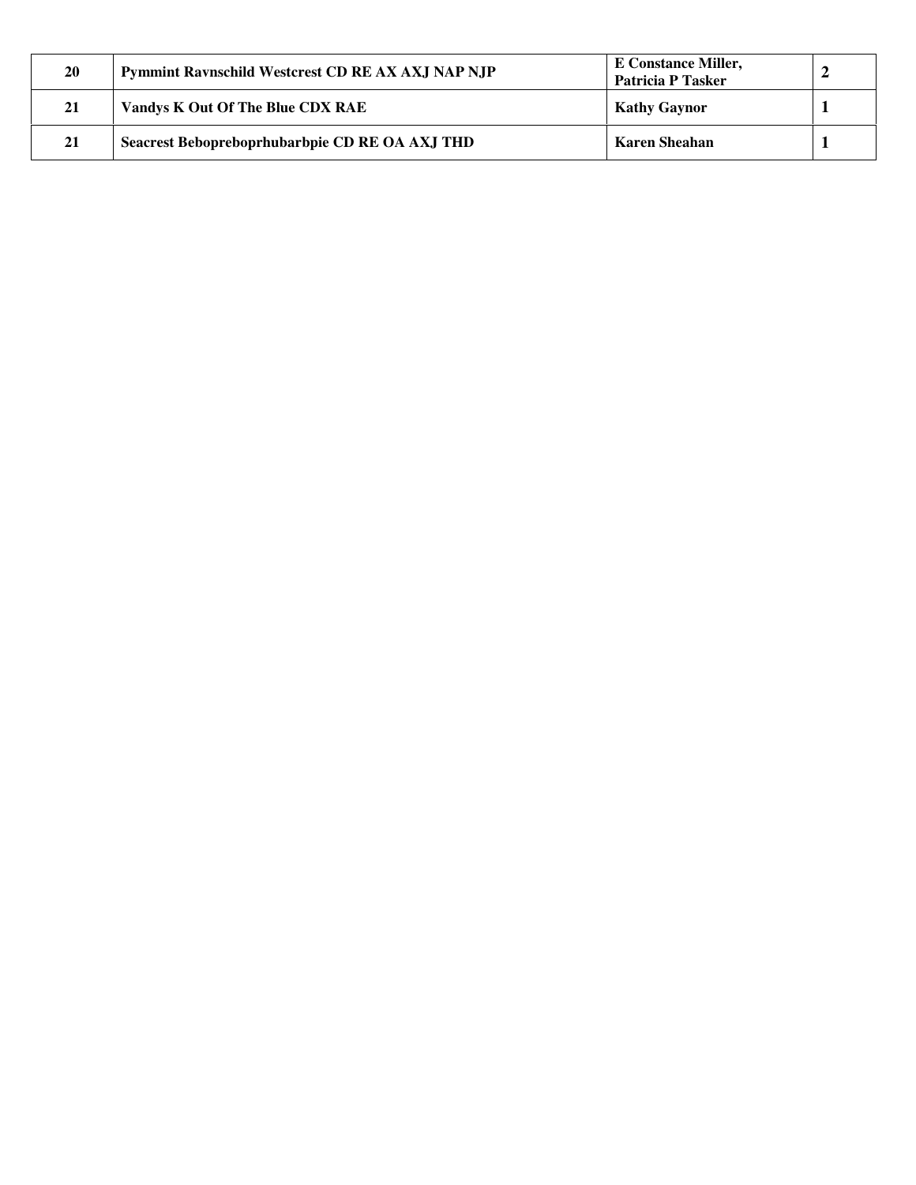| | | | |
|---|---|---|---|
| 20 | Pymmint Ravnschild Westcrest CD RE AX AXJ NAP NJP | E Constance Miller, Patricia P Tasker | 2 |
| 21 | Vandys K Out Of The Blue CDX RAE | Kathy Gaynor | 1 |
| 21 | Seacrest Bebopreboprhubarbpie CD RE OA AXJ THD | Karen Sheahan | 1 |